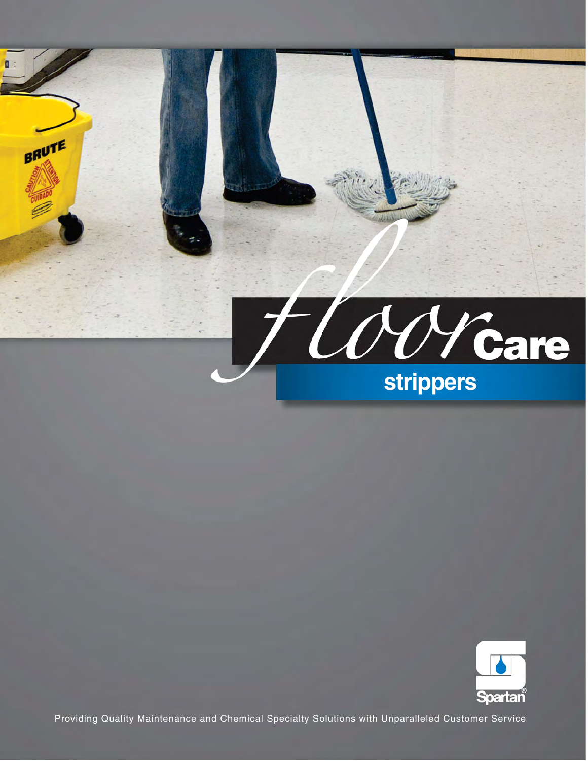# floor Care

## strippers

Spartan®

Providing Quality Maintenance and Chemical Specialty Solutions with Unparalleled Customer Service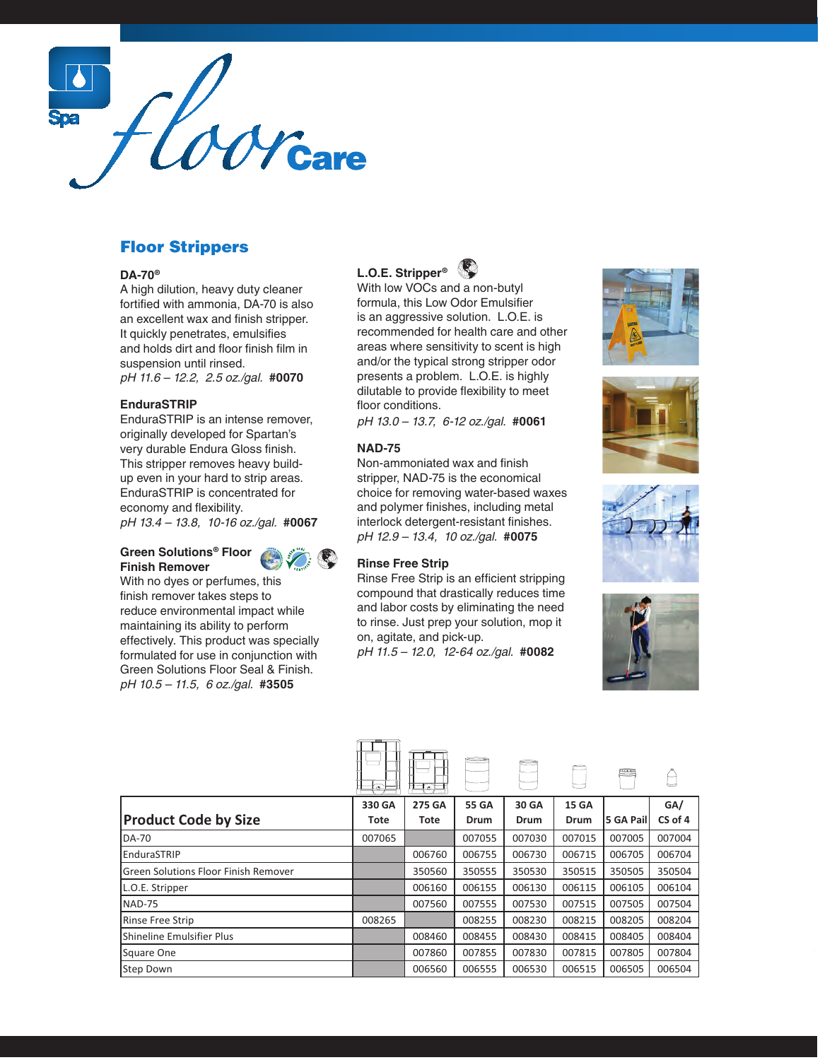# Spa floor Care

## Floor Strippers

### DA-70®

A high dilution, heavy duty cleaner fortified with ammonia, DA-70 is also an excellent wax and finish stripper. It quickly penetrates, emulsifies and holds dirt and floor finish film in suspension until rinsed.
*pH 11.6 – 12.2, 2.5 oz./gal.* **#0070**

### EnduraSTRIP

EnduraSTRIP is an intense remover, originally developed for Spartan's very durable Endura Gloss finish. This stripper removes heavy build-up even in your hard to strip areas. EnduraSTRIP is concentrated for economy and flexibility.
*pH 13.4 – 13.8, 10-16 oz./gal.* **#0067**

### Green Solutions® Floor Finish Remover

With no dyes or perfumes, this finish remover takes steps to reduce environmental impact while maintaining its ability to perform effectively. This product was specially formulated for use in conjunction with Green Solutions Floor Seal & Finish.
*pH 10.5 – 11.5, 6 oz./gal.* **#3505**

### L.O.E. Stripper®

With low VOCs and a non-butyl formula, this Low Odor Emulsifier is an aggressive solution. L.O.E. is recommended for health care and other areas where sensitivity to scent is high and/or the typical strong stripper odor presents a problem. L.O.E. is highly dilutable to provide flexibility to meet floor conditions.
*pH 13.0 – 13.7, 6-12 oz./gal.* **#0061**

### NAD-75

Non-ammoniated wax and finish stripper, NAD-75 is the economical choice for removing water-based waxes and polymer finishes, including metal interlock detergent-resistant finishes.
*pH 12.9 – 13.4, 10 oz./gal.* **#0075**

### Rinse Free Strip

Rinse Free Strip is an efficient stripping compound that drastically reduces time and labor costs by eliminating the need to rinse. Just prep your solution, mop it on, agitate, and pick-up.
*pH 11.5 – 12.0, 12-64 oz./gal.* **#0082**

| Product Code by Size | 330 GA Tote | 275 GA Tote | 55 GA Drum | 30 GA Drum | 15 GA Drum | 5 GA Pail | GA/ CS of 4 |
|---|---|---|---|---|---|---|---|
| DA-70 | 007065 | | 007055 | 007030 | 007015 | 007005 | 007004 |
| EnduraSTRIP | | 006760 | 006755 | 006730 | 006715 | 006705 | 006704 |
| Green Solutions Floor Finish Remover | | 350560 | 350555 | 350530 | 350515 | 350505 | 350504 |
| L.O.E. Stripper | | 006160 | 006155 | 006130 | 006115 | 006105 | 006104 |
| NAD-75 | | 007560 | 007555 | 007530 | 007515 | 007505 | 007504 |
| Rinse Free Strip | 008265 | | 008255 | 008230 | 008215 | 008205 | 008204 |
| Shineline Emulsifier Plus | | 008460 | 008455 | 008430 | 008415 | 008405 | 008404 |
| Square One | | 007860 | 007855 | 007830 | 007815 | 007805 | 007804 |
| Step Down | | 006560 | 006555 | 006530 | 006515 | 006505 | 006504 |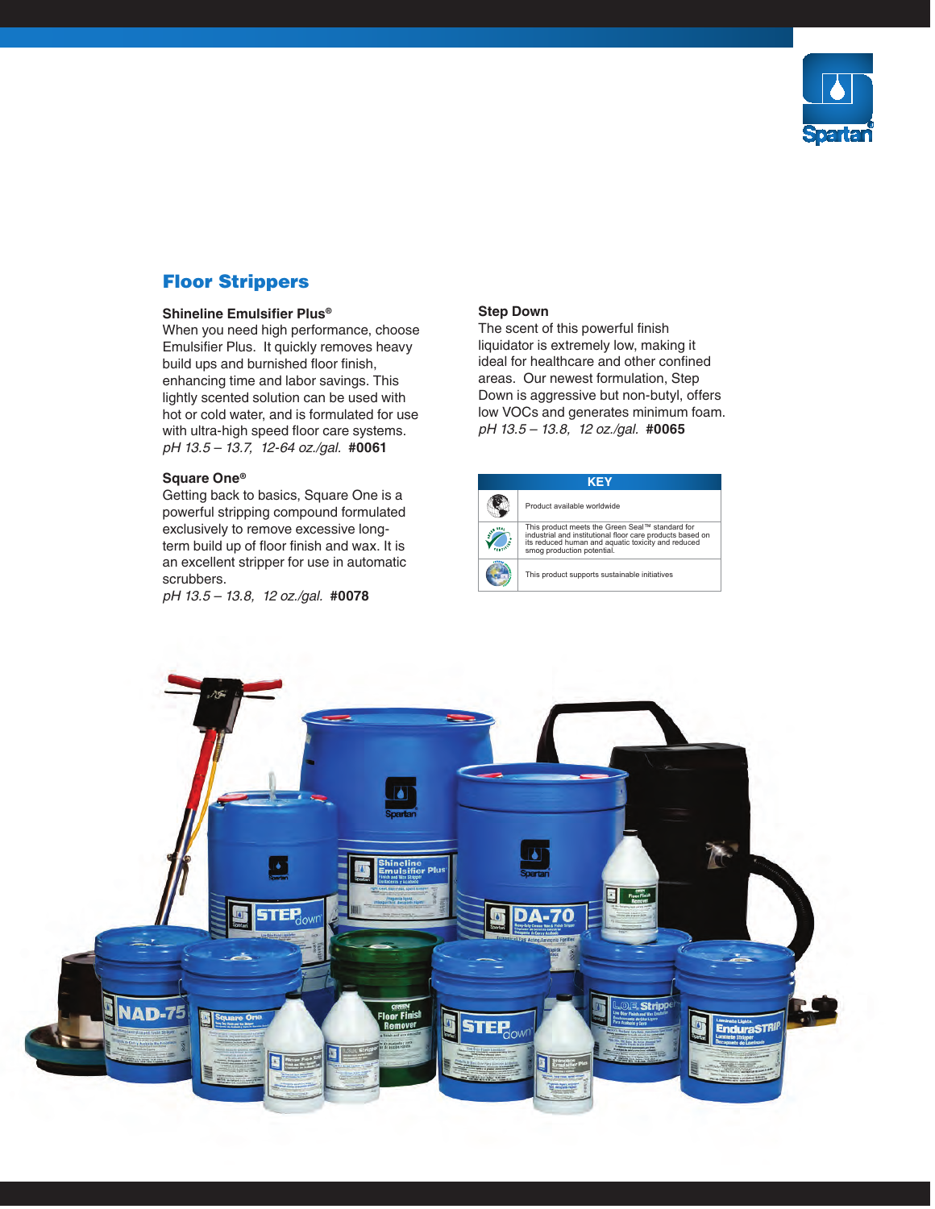## Floor Strippers

**Shineline Emulsifier Plus®**
When you need high performance, choose Emulsifier Plus. It quickly removes heavy build ups and burnished floor finish, enhancing time and labor savings. This lightly scented solution can be used with hot or cold water, and is formulated for use with ultra-high speed floor care systems.
*pH 13.5 – 13.7, 12-64 oz./gal.* **#0061**

**Square One®**
Getting back to basics, Square One is a powerful stripping compound formulated exclusively to remove excessive long-term build up of floor finish and wax. It is an excellent stripper for use in automatic scrubbers.
*pH 13.5 – 13.8, 12 oz./gal.* **#0078**

**Step Down**
The scent of this powerful finish liquidator is extremely low, making it ideal for healthcare and other confined areas. Our newest formulation, Step Down is aggressive but non-butyl, offers low VOCs and generates minimum foam.
*pH 13.5 – 13.8, 12 oz./gal.* **#0065**

| KEY | |
|---|---|
| (globe icon) | Product available worldwide |
| (Green Seal icon) | This product meets the Green Seal™ standard for industrial and institutional floor care products based on its reduced human and aquatic toxicity and reduced smog production potential. |
| (sustainability icon) | This product supports sustainable initiatives |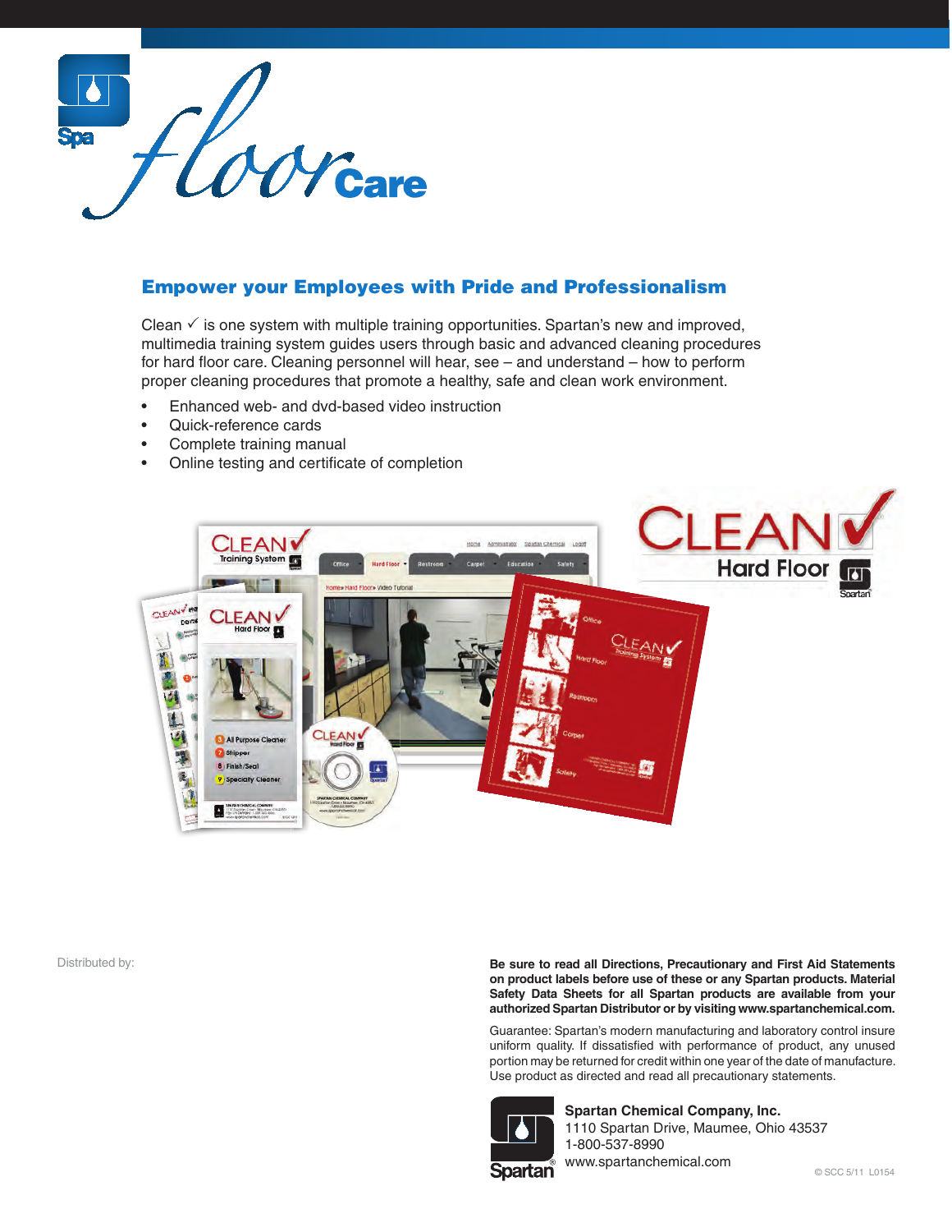# floorCare

## Empower your Employees with Pride and Professionalism

Clean ✓ is one system with multiple training opportunities. Spartan's new and improved, multimedia training system guides users through basic and advanced cleaning procedures for hard floor care. Cleaning personnel will hear, see – and understand – how to perform proper cleaning procedures that promote a healthy, safe and clean work environment.

- Enhanced web- and dvd-based video instruction
- Quick-reference cards
- Complete training manual
- Online testing and certificate of completion

CLEAN ✓ Hard Floor

Distributed by:

**Be sure to read all Directions, Precautionary and First Aid Statements on product labels before use of these or any Spartan products. Material Safety Data Sheets for all Spartan products are available from your authorized Spartan Distributor or by visiting www.spartanchemical.com.**

Guarantee: Spartan's modern manufacturing and laboratory control insure uniform quality. If dissatisfied with performance of product, any unused portion may be returned for credit within one year of the date of manufacture. Use product as directed and read all precautionary statements.

**Spartan Chemical Company, Inc.**
1110 Spartan Drive, Maumee, Ohio 43537
1-800-537-8990
www.spartanchemical.com

© SCC 5/11 L0154